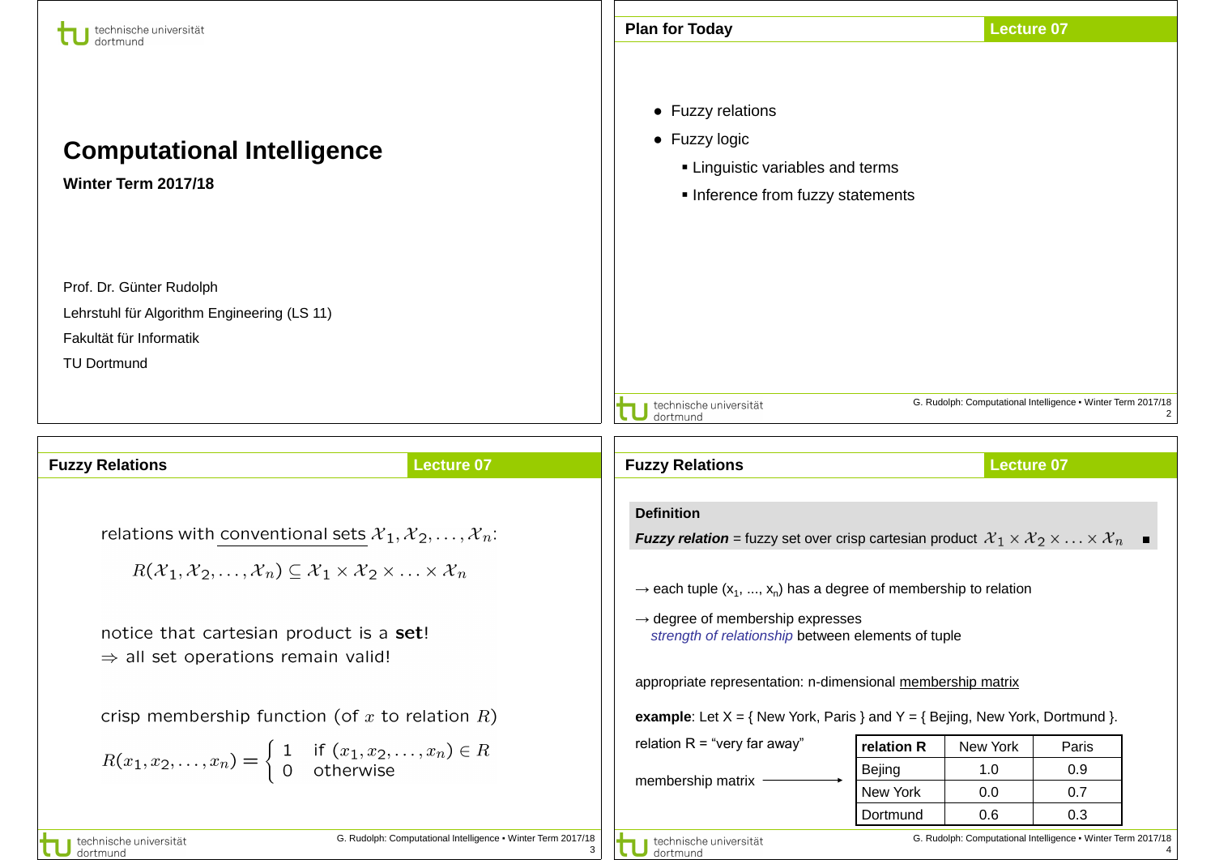# Computational Intelligence

**Winter Term 2017/18**

Prof. Dr. Günter Rudolph

Lehrstuhl für Algorithm Engineering (LS 11)

Fakultät für Informatik

TU Dortmund

## Plan for Today

- Fuzzy relations
- Fuzzy logic
  - Linguistic variables and terms
  - Inference from fuzzy statements

## Fuzzy Relations

relations with conventional sets $\mathcal{X}_1, \mathcal{X}_2, \ldots, \mathcal{X}_n$:

$$R(\mathcal{X}_1, \mathcal{X}_2, \ldots, \mathcal{X}_n) \subseteq \mathcal{X}_1 \times \mathcal{X}_2 \times \ldots \times \mathcal{X}_n$$

notice that cartesian product is a **set**!
$\Rightarrow$ all set operations remain valid!

crisp membership function (of $x$ to relation $R$)

$$R(x_1, x_2, \ldots, x_n) = \begin{cases} 1 & \text{if } (x_1, x_2, \ldots, x_n) \in R \\ 0 & \text{otherwise} \end{cases}$$

## Fuzzy Relations

**Definition**

***Fuzzy relation*** = fuzzy set over crisp cartesian product $\mathcal{X}_1 \times \mathcal{X}_2 \times \ldots \times \mathcal{X}_n$ ■

→ each tuple $(x_1, \ldots, x_n)$ has a degree of membership to relation

→ degree of membership expresses
*strength of relationship* between elements of tuple

appropriate representation: n-dimensional membership matrix

**example**: Let X = { New York, Paris } and Y = { Bejing, New York, Dortmund }.

relation R = "very far away"

membership matrix →

| relation R | New York | Paris |
|---|---|---|
| Bejing | 1.0 | 0.9 |
| New York | 0.0 | 0.7 |
| Dortmund | 0.6 | 0.3 |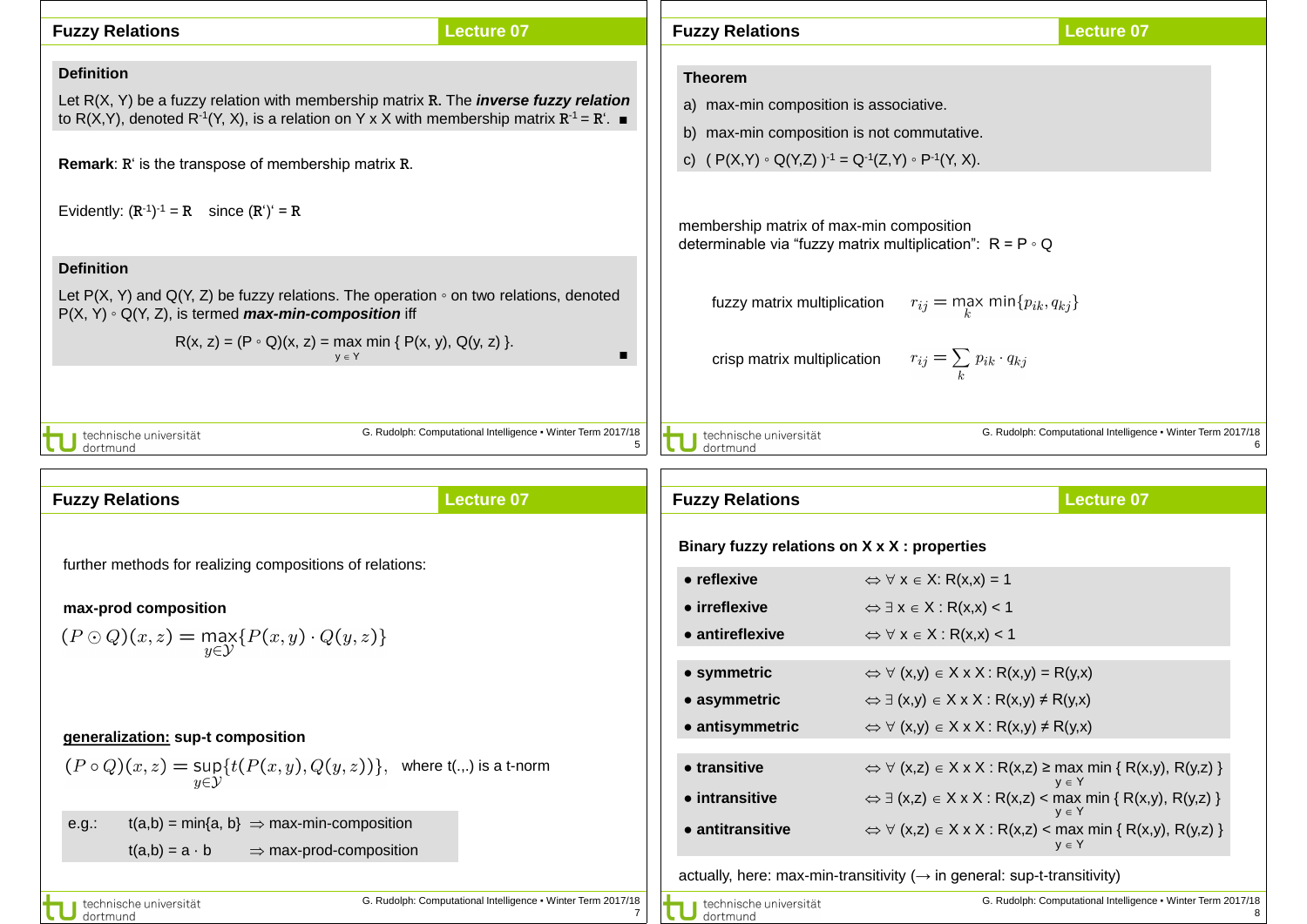## Fuzzy Relations — Lecture 07

**Definition**

Let R(X, Y) be a fuzzy relation with membership matrix $\mathbf{R}$. The ***inverse fuzzy relation*** to R(X,Y), denoted $R^{-1}(Y, X)$, is a relation on Y x X with membership matrix $\mathbf{R}^{-1} = \mathbf{R}'$. ■

**Remark**: $\mathbf{R}'$ is the transpose of membership matrix $\mathbf{R}$.

Evidently: $(\mathbf{R}^{-1})^{-1} = \mathbf{R}$ since $(\mathbf{R}')' = \mathbf{R}$

**Definition**

Let P(X, Y) and Q(Y, Z) be fuzzy relations. The operation ∘ on two relations, denoted P(X, Y) ∘ Q(Y, Z), is termed ***max-min-composition*** iff

$$R(x, z) = (P \circ Q)(x, z) = \max_{y \in Y} \min \{ P(x, y), Q(y, z) \}.$$

■

## Fuzzy Relations — Lecture 07

**Theorem**

a) max-min composition is associative.

b) max-min composition is not commutative.

c) $( P(X,Y) \circ Q(Y,Z) )^{-1} = Q^{-1}(Z,Y) \circ P^{-1}(Y, X)$.

membership matrix of max-min composition determinable via "fuzzy matrix multiplication": R = P ∘ Q

fuzzy matrix multiplication $\quad r_{ij} = \max_k \min\{p_{ik}, q_{kj}\}$

crisp matrix multiplication $\quad r_{ij} = \sum_k p_{ik} \cdot q_{kj}$

## Fuzzy Relations — Lecture 07

further methods for realizing compositions of relations:

**max-prod composition**

$$(P \odot Q)(x, z) = \max_{y \in \mathcal{Y}} \{P(x, y) \cdot Q(y, z)\}$$

<u>**generalization:**</u> **sup-t composition**

$$(P \circ Q)(x, z) = \sup_{y \in \mathcal{Y}} \{t(P(x, y), Q(y, z))\},$$ where t(.,.) is a t-norm

e.g.: $t(a,b) = \min\{a, b\}$ ⇒ max-min-composition

$t(a,b) = a \cdot b$ ⇒ max-prod-composition

## Fuzzy Relations — Lecture 07

**Binary fuzzy relations on X x X : properties**

- **reflexive** ⇔ $\forall x \in X: R(x,x) = 1$
- **irreflexive** ⇔ $\exists x \in X: R(x,x) < 1$
- **antireflexive** ⇔ $\forall x \in X: R(x,x) < 1$

- **symmetric** ⇔ $\forall (x,y) \in X \times X: R(x,y) = R(y,x)$
- **asymmetric** ⇔ $\exists (x,y) \in X \times X: R(x,y) \neq R(y,x)$
- **antisymmetric** ⇔ $\forall (x,y) \in X \times X: R(x,y) \neq R(y,x)$

- **transitive** ⇔ $\forall (x,z) \in X \times X: R(x,z) \geq \max_{y \in Y} \min \{ R(x,y), R(y,z) \}$
- **intransitive** ⇔ $\exists (x,z) \in X \times X: R(x,z) < \max_{y \in Y} \min \{ R(x,y), R(y,z) \}$
- **antitransitive** ⇔ $\forall (x,z) \in X \times X: R(x,z) < \max_{y \in Y} \min \{ R(x,y), R(y,z) \}$

actually, here: max-min-transitivity (→ in general: sup-t-transitivity)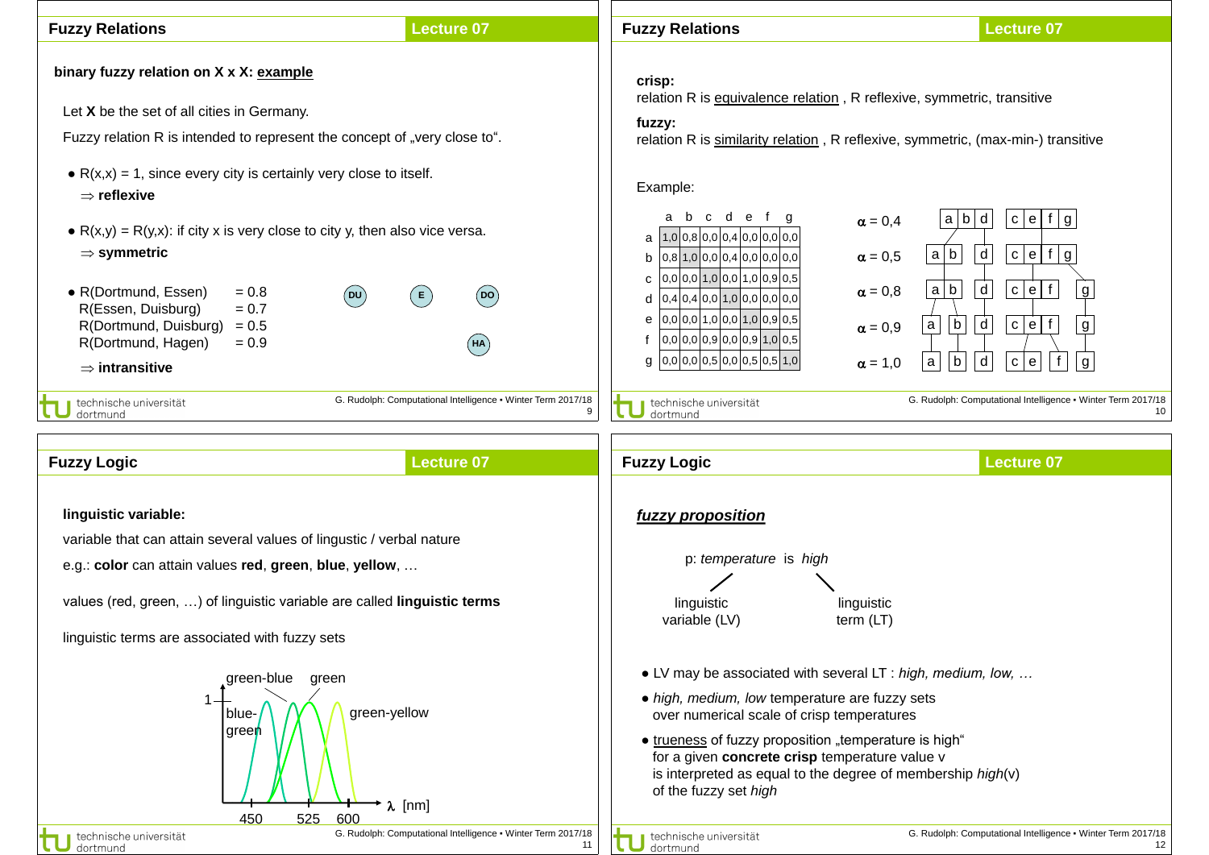## Fuzzy Relations

**binary fuzzy relation on X x X: example**

Let **X** be the set of all cities in Germany.

Fuzzy relation R is intended to represent the concept of „very close to".

- R(x,x) = 1, since every city is certainly very close to itself.
  ⇒ **reflexive**
- R(x,y) = R(y,x): if city x is very close to city y, then also vice versa.
  ⇒ **symmetric**
- R(Dortmund, Essen) = 0.8
  R(Essen, Duisburg) = 0.7
  R(Dortmund, Duisburg) = 0.5
  R(Dortmund, Hagen) = 0.9

  ⇒ **intransitive**

DU E DO HA

## Fuzzy Relations

**crisp:**
relation R is equivalence relation , R reflexive, symmetric, transitive

**fuzzy:**
relation R is similarity relation , R reflexive, symmetric, (max-min-) transitive

Example:

| | a | b | c | d | e | f | g |
|---|---|---|---|---|---|---|---|
| a | 1,0 | 0,8 | 0,0 | 0,4 | 0,0 | 0,0 | 0,0 |
| b | 0,8 | 1,0 | 0,0 | 0,4 | 0,0 | 0,0 | 0,0 |
| c | 0,0 | 0,0 | 1,0 | 0,0 | 1,0 | 0,9 | 0,5 |
| d | 0,4 | 0,4 | 0,0 | 1,0 | 0,0 | 0,0 | 0,0 |
| e | 0,0 | 0,0 | 1,0 | 0,0 | 1,0 | 0,9 | 0,5 |
| f | 0,0 | 0,0 | 0,9 | 0,0 | 0,9 | 1,0 | 0,5 |
| g | 0,0 | 0,0 | 0,5 | 0,0 | 0,5 | 0,5 | 1,0 |

$\alpha$ = 0,4: {a b d} {c e f g}
$\alpha$ = 0,5: {a b} {d} {c e f g}
$\alpha$ = 0,8: {a b} {d} {c e f} {g}
$\alpha$ = 0,9: {a} {b} {d} {c e f} {g}
$\alpha$ = 1,0: {a} {b} {d} {c e} {f} {g}

## Fuzzy Logic

**linguistic variable:**

variable that can attain several values of lingustic / verbal nature

e.g.: **color** can attain values **red**, **green**, **blue**, **yellow**, …

values (red, green, …) of linguistic variable are called **linguistic terms**

linguistic terms are associated with fuzzy sets

green-blue, green, blue-green, green-yellow; 1; 450, 525, 600; $\lambda$ [nm]

## Fuzzy Logic

***fuzzy proposition***

p: *temperature* is *high*

linguistic variable (LV) — linguistic term (LT)

- LV may be associated with several LT : *high, medium, low, …*
- *high, medium, low* temperature are fuzzy sets over numerical scale of crisp temperatures
- trueness of fuzzy proposition „temperature is high" for a given **concrete crisp** temperature value v is interpreted as equal to the degree of membership *high*(v) of the fuzzy set *high*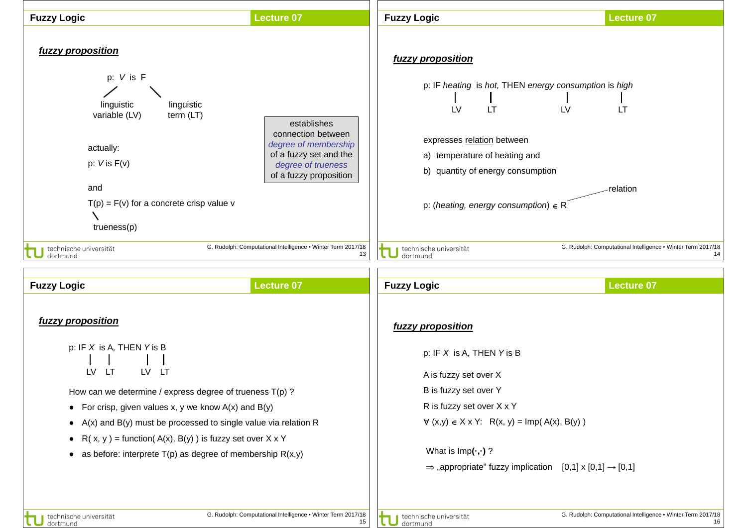## fuzzy proposition

p: *V* is F

*V*: linguistic variable (LV)

F: linguistic term (LT)

actually:

p: *V* is F(v)

and

T(p) = F(v) for a concrete crisp value v

T: trueness(p)

> establishes connection between *degree of membership* of a fuzzy set and the *degree of trueness* of a fuzzy proposition

## fuzzy proposition

p: IF *heating* is *hot*, THEN *energy consumption* is *high*

(*heating*: LV, *hot*: LT, *energy consumption*: LV, *high*: LT)

expresses relation between

a) temperature of heating and

b) quantity of energy consumption

p: (*heating, energy consumption*) $\in$ R  (R: relation)

## fuzzy proposition

p: IF *X* is A, THEN *Y* is B

(*X*: LV, A: LT, *Y*: LV, B: LT)

How can we determine / express degree of trueness T(p) ?

- For crisp, given values x, y we know A(x) and B(y)
- A(x) and B(y) must be processed to single value via relation R
- R( x, y ) = function( A(x), B(y) ) is fuzzy set over X x Y
- as before: interprete T(p) as degree of membership R(x,y)

## fuzzy proposition

p: IF *X* is A, THEN *Y* is B

A is fuzzy set over X

B is fuzzy set over Y

R is fuzzy set over X x Y

$\forall$ (x,y) $\in$ X x Y:   R(x, y) = Imp( A(x), B(y) )

What is Imp(**·**,**·**) ?

$\Rightarrow$ „appropriate“ fuzzy implication   $[0,1] \times [0,1] \rightarrow [0,1]$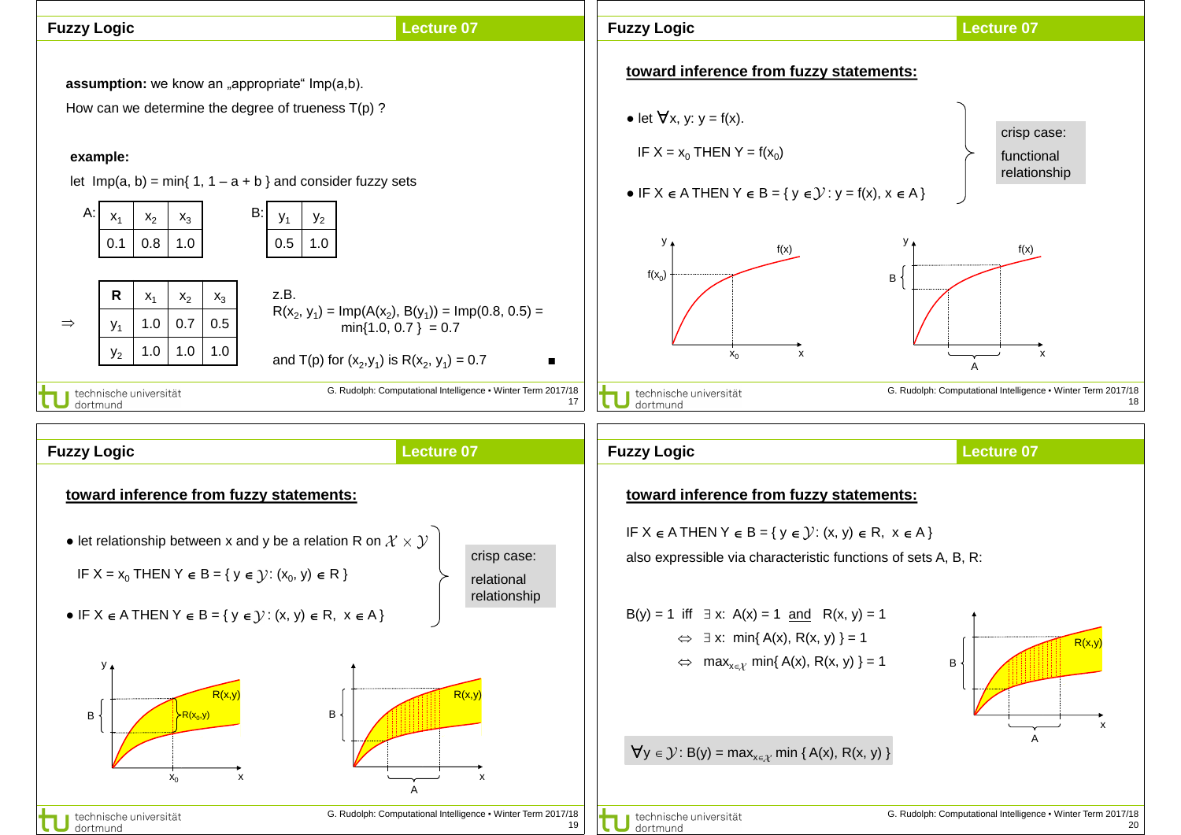## Fuzzy Logic — Lecture 07

**assumption:** we know an „appropriate" Imp(a,b).

How can we determine the degree of trueness T(p) ?

**example:**

let Imp(a, b) = min{ 1, 1 – a + b } and consider fuzzy sets

A:

| $x_1$ | $x_2$ | $x_3$ |
|---|---|---|
| 0.1 | 0.8 | 1.0 |

B:

| $y_1$ | $y_2$ |
|---|---|
| 0.5 | 1.0 |

⇒

| R | $x_1$ | $x_2$ | $x_3$ |
|---|---|---|---|
| $y_1$ | 1.0 | 0.7 | 0.5 |
| $y_2$ | 1.0 | 1.0 | 1.0 |

z.B.
$R(x_2, y_1) = Imp(A(x_2), B(y_1)) = Imp(0.8, 0.5) = \min\{1.0, 0.7\} = 0.7$

and T(p) for $(x_2,y_1)$ is $R(x_2, y_1) = 0.7$ ■

## Fuzzy Logic — Lecture 07

**toward inference from fuzzy statements:**

- let $\forall x, y: y = f(x)$.

  IF $X = x_0$ THEN $Y = f(x_0)$

- IF $X \in A$ THEN $Y \in B = \{ y \in \mathcal{Y} : y = f(x), x \in A \}$

crisp case: functional relationship

## Fuzzy Logic — Lecture 07

**toward inference from fuzzy statements:**

- let relationship between x and y be a relation R on $\mathcal{X} \times \mathcal{Y}$

  IF $X = x_0$ THEN $Y \in B = \{ y \in \mathcal{Y} : (x_0, y) \in R \}$

- IF $X \in A$ THEN $Y \in B = \{ y \in \mathcal{Y} : (x, y) \in R,\ x \in A \}$

crisp case: relational relationship

## Fuzzy Logic — Lecture 07

**toward inference from fuzzy statements:**

IF $X \in A$ THEN $Y \in B = \{ y \in \mathcal{Y} : (x, y) \in R,\ x \in A \}$

also expressible via characteristic functions of sets A, B, R:

$B(y) = 1$ iff $\exists x$: $A(x) = 1$ and $R(x, y) = 1$

$\Leftrightarrow \exists x$: $\min\{ A(x), R(x, y) \} = 1$

$\Leftrightarrow \max_{x \in \mathcal{X}} \min\{ A(x), R(x, y) \} = 1$

$$\forall y \in \mathcal{Y} : B(y) = \max_{x \in \mathcal{X}} \min \{ A(x), R(x, y) \}$$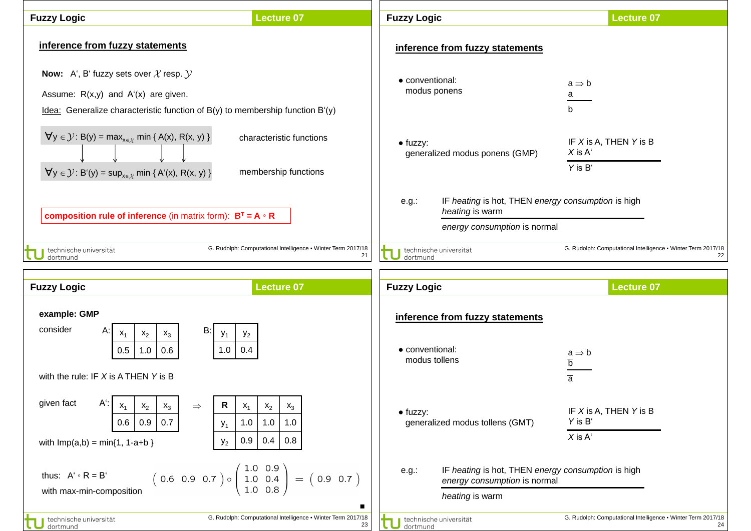## inference from fuzzy statements

**Now:** A', B' fuzzy sets over $\mathcal{X}$ resp. $\mathcal{Y}$

Assume: R(x,y) and A'(x) are given.

Idea: Generalize characteristic function of B(y) to membership function B'(y)

$$\forall y \in \mathcal{Y}: B(y) = \max_{x \in \mathcal{X}} \min \{ A(x), R(x, y) \}$$

characteristic functions

$$\forall y \in \mathcal{Y}: B'(y) = \sup_{x \in \mathcal{X}} \min \{ A'(x), R(x, y) \}$$

membership functions

**composition rule of inference** (in matrix form): $\mathbf{B^T = A \circ R}$

## inference from fuzzy statements

- conventional: modus ponens

$$\begin{array}{l} a \Rightarrow b \\ a \\ \hline b \end{array}$$

- fuzzy: generalized modus ponens (GMP)

IF *X* is A, THEN *Y* is B
*X* is A'
---
*Y* is B'

e.g.: IF *heating* is hot, THEN *energy consumption* is high
*heating* is warm
---
*energy consumption* is normal

## example: GMP

consider

A:

| $x_1$ | $x_2$ | $x_3$ |
|---|---|---|
| 0.5 | 1.0 | 0.6 |

B:

| $y_1$ | $y_2$ |
|---|---|
| 1.0 | 0.4 |

with the rule: IF *X* is A THEN *Y* is B

given fact A':

| $x_1$ | $x_2$ | $x_3$ |
|---|---|---|
| 0.6 | 0.9 | 0.7 |

$\Rightarrow$

| **R** | $x_1$ | $x_2$ | $x_3$ |
|---|---|---|---|
| $y_1$ | 1.0 | 1.0 | 1.0 |
| $y_2$ | 0.9 | 0.4 | 0.8 |

with Imp(a,b) = min{1, 1-a+b }

thus: A' ∘ R = B'
with max-min-composition

$$\begin{pmatrix} 0.6 & 0.9 & 0.7 \end{pmatrix} \circ \begin{pmatrix} 1.0 & 0.9 \\ 1.0 & 0.4 \\ 1.0 & 0.8 \end{pmatrix} = \begin{pmatrix} 0.9 & 0.7 \end{pmatrix}$$

■

## inference from fuzzy statements

- conventional: modus tollens

$$\begin{array}{l} a \Rightarrow b \\ \overline{b} \\ \hline \overline{a} \end{array}$$

- fuzzy: generalized modus tollens (GMT)

IF *X* is A, THEN *Y* is B
*Y* is B'
---
*X* is A'

e.g.: IF *heating* is hot, THEN *energy consumption* is high
*energy consumption* is normal
---
*heating* is warm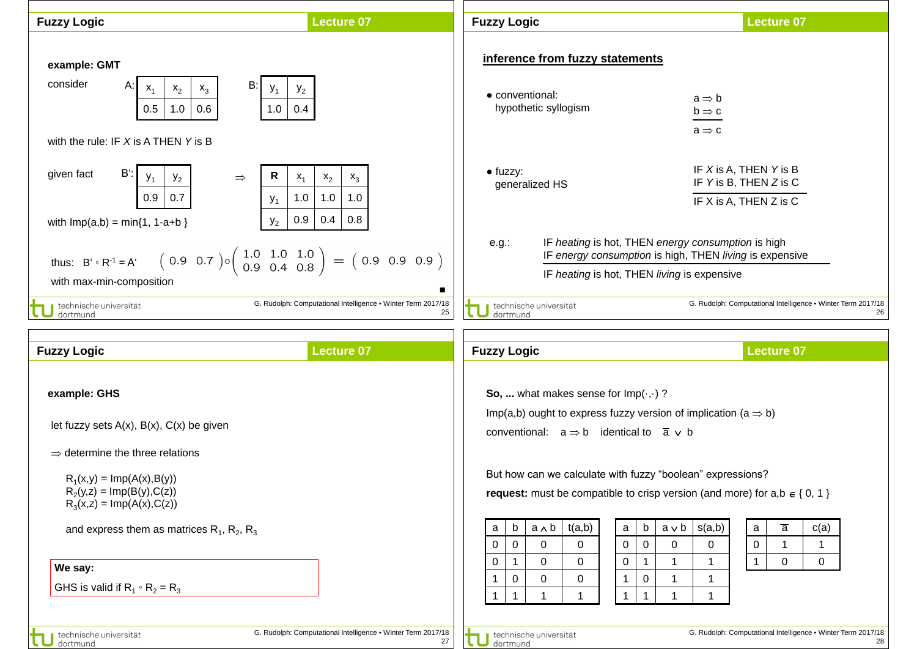## Fuzzy Logic — Lecture 07

**example: GMT**

consider

A:

| $x_1$ | $x_2$ | $x_3$ |
|---|---|---|
| 0.5 | 1.0 | 0.6 |

B:

| $y_1$ | $y_2$ |
|---|---|
| 1.0 | 0.4 |

with the rule: IF *X* is A THEN *Y* is B

given fact B':

| $y_1$ | $y_2$ |
|---|---|
| 0.9 | 0.7 |

$\Rightarrow$

| **R** | $x_1$ | $x_2$ | $x_3$ |
|---|---|---|---|
| $y_1$ | 1.0 | 1.0 | 1.0 |
| $y_2$ | 0.9 | 0.4 | 0.8 |

with Imp(a,b) = min{1, 1-a+b }

thus: $B' \circ R^{-1} = A'$

$$\begin{pmatrix} 0.9 & 0.7 \end{pmatrix} \circ \begin{pmatrix} 1.0 & 1.0 & 1.0 \\ 0.9 & 0.4 & 0.8 \end{pmatrix} = \begin{pmatrix} 0.9 & 0.9 & 0.9 \end{pmatrix}$$

with max-min-composition ■

## Fuzzy Logic — Lecture 07

**inference from fuzzy statements**

- conventional: hypothetic syllogism

$$\frac{\begin{array}{l} a \Rightarrow b \\ b \Rightarrow c \end{array}}{a \Rightarrow c}$$

- fuzzy: generalized HS

IF *X* is A, THEN *Y* is B
IF *Y* is B, THEN *Z* is C
———
IF X is A, THEN Z is C

e.g.:

IF *heating* is hot, THEN *energy consumption* is high
IF *energy consumption* is high, THEN *living* is expensive
———
IF *heating* is hot, THEN *living* is expensive

## Fuzzy Logic — Lecture 07

**example: GHS**

let fuzzy sets A(x), B(x), C(x) be given

$\Rightarrow$ determine the three relations

$R_1(x,y) = \text{Imp}(A(x),B(y))$
$R_2(y,z) = \text{Imp}(B(y),C(z))$
$R_3(x,z) = \text{Imp}(A(x),C(z))$

and express them as matrices $R_1$, $R_2$, $R_3$

**We say:**

GHS is valid if $R_1 \circ R_2 = R_3$

## Fuzzy Logic — Lecture 07

**So, ...** what makes sense for Imp(·,·) ?

Imp(a,b) ought to express fuzzy version of implication ($a \Rightarrow b$)

conventional: $a \Rightarrow b$ identical to $\bar{a} \vee b$

But how can we calculate with fuzzy "boolean" expressions?

**request:** must be compatible to crisp version (and more) for $a,b \in \{0, 1\}$

| a | b | $a \wedge b$ | t(a,b) |
|---|---|---|---|
| 0 | 0 | 0 | 0 |
| 0 | 1 | 0 | 0 |
| 1 | 0 | 0 | 0 |
| 1 | 1 | 1 | 1 |

| a | b | $a \vee b$ | s(a,b) |
|---|---|---|---|
| 0 | 0 | 0 | 0 |
| 0 | 1 | 1 | 1 |
| 1 | 0 | 1 | 1 |
| 1 | 1 | 1 | 1 |

| a | $\bar{a}$ | c(a) |
|---|---|---|
| 0 | 1 | 1 |
| 1 | 0 | 0 |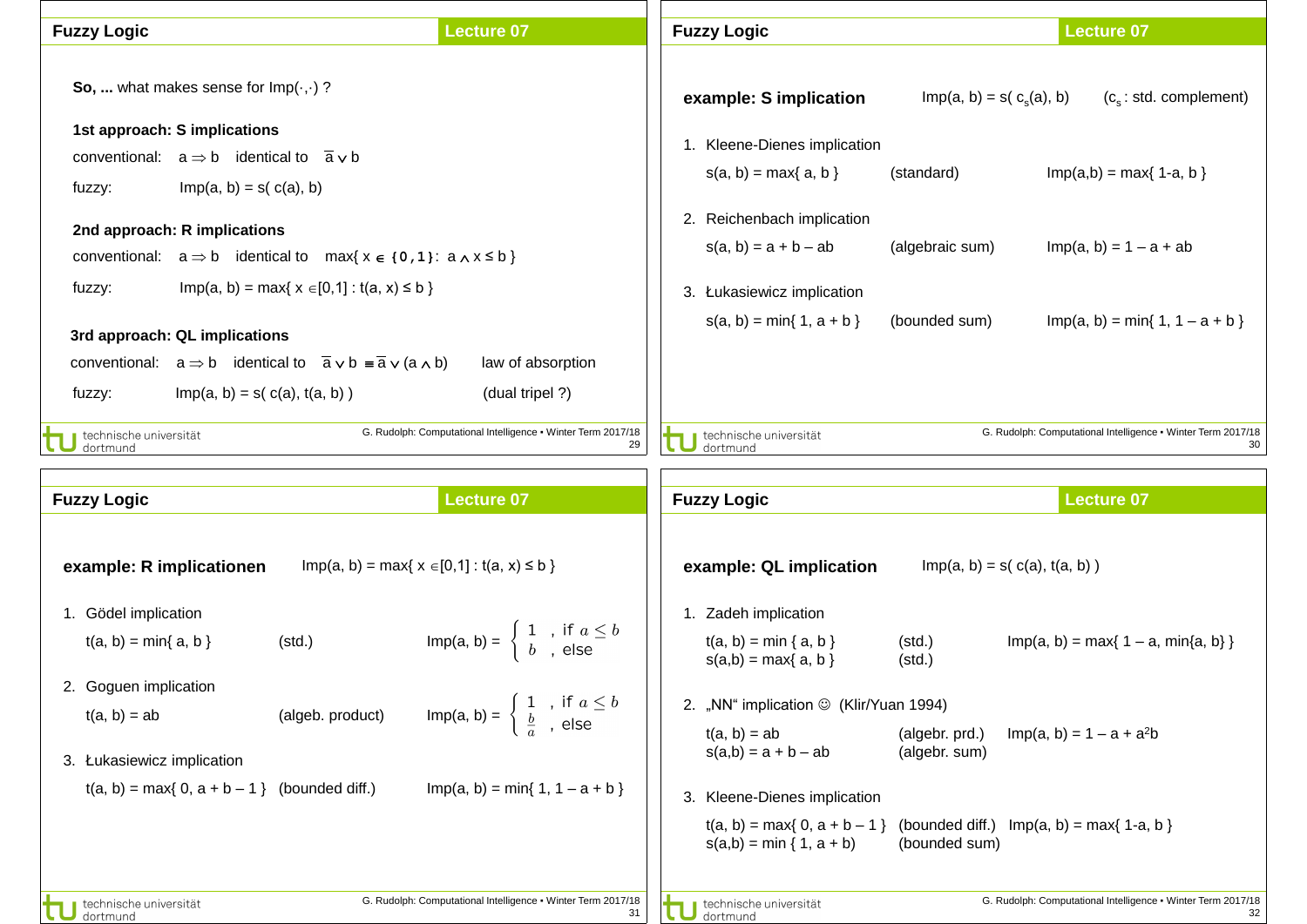## Fuzzy Logic — Lecture 07

**So, ...** what makes sense for Imp(·,·) ?

**1st approach: S implications**

conventional: $a \Rightarrow b$ identical to $\bar{a} \vee b$

fuzzy: Imp(a, b) = s( c(a), b)

**2nd approach: R implications**

conventional: $a \Rightarrow b$ identical to $\max\{ x \in \{0,1\} : a \wedge x \le b \}$

fuzzy: Imp(a, b) = max{ x ∈[0,1] : t(a, x) ≤ b }

**3rd approach: QL implications**

conventional: $a \Rightarrow b$ identical to $\bar{a} \vee b \equiv \bar{a} \vee (a \wedge b)$ law of absorption

fuzzy: Imp(a, b) = s( c(a), t(a, b) ) (dual tripel ?)

## Fuzzy Logic — Lecture 07

**example: S implication** Imp(a, b) = s( $c_s$(a), b) ($c_s$ : std. complement)

1. Kleene-Dienes implication

   s(a, b) = max{ a, b } (standard) Imp(a,b) = max{ 1-a, b }

2. Reichenbach implication

   s(a, b) = a + b – ab (algebraic sum) Imp(a, b) = 1 – a + ab

3. Łukasiewicz implication

   s(a, b) = min{ 1, a + b } (bounded sum) Imp(a, b) = min{ 1, 1 – a + b }

## Fuzzy Logic — Lecture 07

**example: R implicationen** Imp(a, b) = max{ x ∈[0,1] : t(a, x) ≤ b }

1. Gödel implication

   t(a, b) = min{ a, b } (std.) Imp(a, b) = $\begin{cases} 1 & \text{, if } a \le b \\ b & \text{, else} \end{cases}$

2. Goguen implication

   t(a, b) = ab (algeb. product) Imp(a, b) = $\begin{cases} 1 & \text{, if } a \le b \\ \frac{b}{a} & \text{, else} \end{cases}$

3. Łukasiewicz implication

   t(a, b) = max{ 0, a + b – 1 } (bounded diff.) Imp(a, b) = min{ 1, 1 – a + b }

## Fuzzy Logic — Lecture 07

**example: QL implication** Imp(a, b) = s( c(a), t(a, b) )

1. Zadeh implication

   t(a, b) = min { a, b } (std.)
   s(a,b) = max{ a, b } (std.)
   Imp(a, b) = max{ 1 – a, min{a, b} }

2. „NN“ implication ☺ (Klir/Yuan 1994)

   t(a, b) = ab (algebr. prd.)
   s(a,b) = a + b – ab (algebr. sum)
   Imp(a, b) = 1 – a + $a^2$b

3. Kleene-Dienes implication

   t(a, b) = max{ 0, a + b – 1 } (bounded diff.)
   s(a,b) = min { 1, a + b) (bounded sum)
   Imp(a, b) = max{ 1-a, b }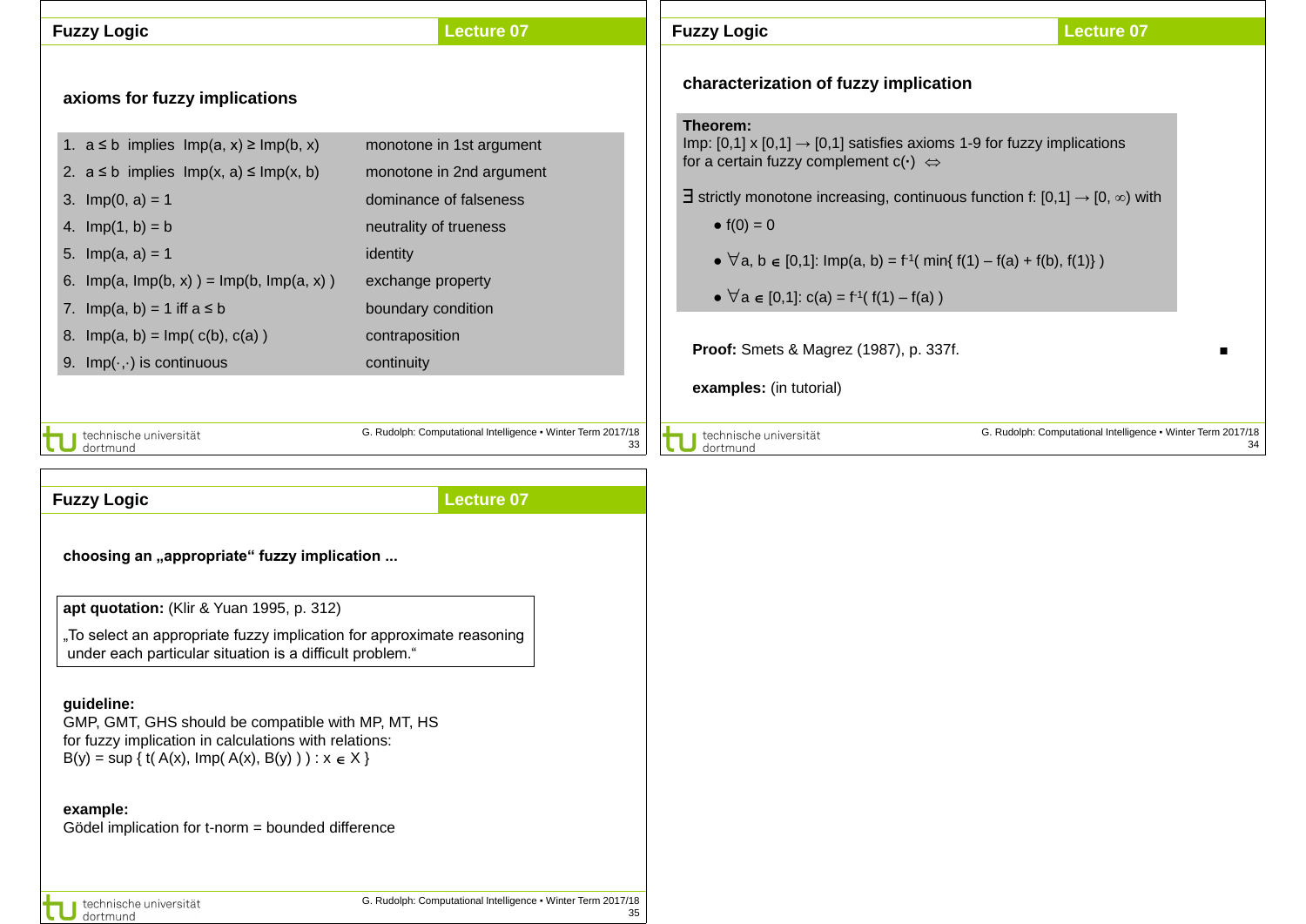## axioms for fuzzy implications

| | | |
|---|---|---|
| 1. | $a \le b$ implies $\text{Imp}(a, x) \ge \text{Imp}(b, x)$ | monotone in 1st argument |
| 2. | $a \le b$ implies $\text{Imp}(x, a) \le \text{Imp}(x, b)$ | monotone in 2nd argument |
| 3. | $\text{Imp}(0, a) = 1$ | dominance of falseness |
| 4. | $\text{Imp}(1, b) = b$ | neutrality of trueness |
| 5. | $\text{Imp}(a, a) = 1$ | identity |
| 6. | $\text{Imp}(a, \text{Imp}(b, x)) = \text{Imp}(b, \text{Imp}(a, x))$ | exchange property |
| 7. | $\text{Imp}(a, b) = 1$ iff $a \le b$ | boundary condition |
| 8. | $\text{Imp}(a, b) = \text{Imp}(c(b), c(a))$ | contraposition |
| 9. | $\text{Imp}(\cdot,\cdot)$ is continuous | continuity |

## characterization of fuzzy implication

**Theorem:**
Imp: $[0,1] \times [0,1] \rightarrow [0,1]$ satisfies axioms 1-9 for fuzzy implications for a certain fuzzy complement $c(\cdot)$ $\Leftrightarrow$

$\exists$ strictly monotone increasing, continuous function f: $[0,1] \rightarrow [0, \infty)$ with

- $f(0) = 0$
- $\forall a, b \in [0,1]$: $\text{Imp}(a, b) = f^{-1}(\min\{ f(1) - f(a) + f(b), f(1)\})$
- $\forall a \in [0,1]$: $c(a) = f^{-1}(f(1) - f(a))$

**Proof:** Smets & Magrez (1987), p. 337f. ■

**examples:** (in tutorial)

## choosing an „appropriate" fuzzy implication ...

**apt quotation:** (Klir & Yuan 1995, p. 312)

„To select an appropriate fuzzy implication for approximate reasoning under each particular situation is a difficult problem."

**guideline:**
GMP, GMT, GHS should be compatible with MP, MT, HS
for fuzzy implication in calculations with relations:
$B(y) = \sup \{ t(A(x), \text{Imp}(A(x), B(y))) : x \in X \}$

**example:**
Gödel implication for t-norm = bounded difference